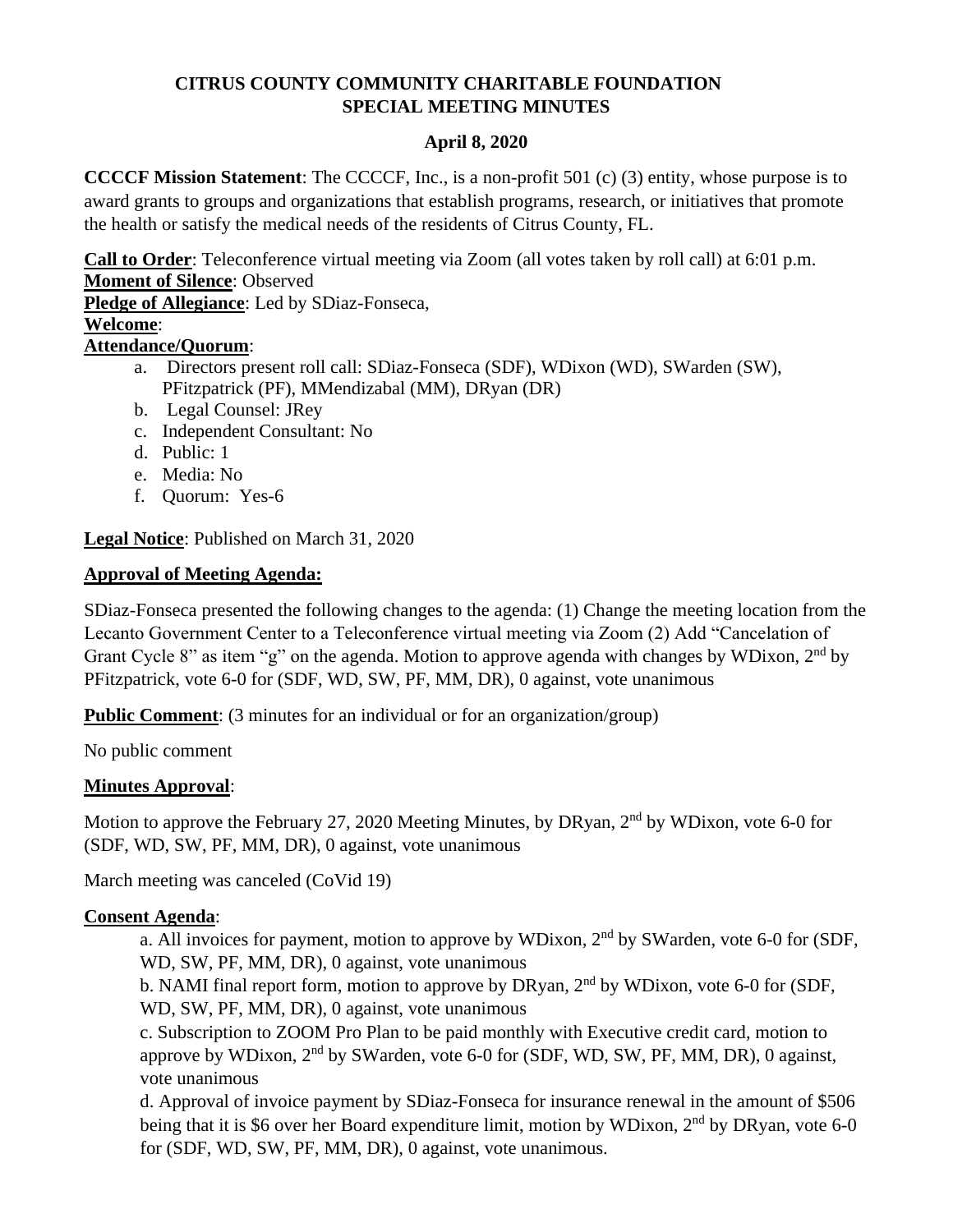# CITRUS COUNTY COMMUNITY CHARITABLE FOUNDATION
## SPECIAL MEETING MINUTES

### April 8, 2020

**CCCCF Mission Statement**: The CCCCF, Inc., is a non-profit 501 (c) (3) entity, whose purpose is to award grants to groups and organizations that establish programs, research, or initiatives that promote the health or satisfy the medical needs of the residents of Citrus County, FL.

**Call to Order**: Teleconference virtual meeting via Zoom (all votes taken by roll call) at 6:01 p.m.
**Moment of Silence**: Observed
**Pledge of Allegiance**: Led by SDiaz-Fonseca,
**Welcome**:
**Attendance/Quorum**:

a. Directors present roll call: SDiaz-Fonseca (SDF), WDixon (WD), SWarden (SW), PFitzpatrick (PF), MMendizabal (MM), DRyan (DR)
b. Legal Counsel: JRey
c. Independent Consultant: No
d. Public: 1
e. Media: No
f. Quorum: Yes-6

**Legal Notice**: Published on March 31, 2020

**Approval of Meeting Agenda:**

SDiaz-Fonseca presented the following changes to the agenda: (1) Change the meeting location from the Lecanto Government Center to a Teleconference virtual meeting via Zoom (2) Add "Cancelation of Grant Cycle 8" as item "g" on the agenda. Motion to approve agenda with changes by WDixon, 2nd by PFitzpatrick, vote 6-0 for (SDF, WD, SW, PF, MM, DR), 0 against, vote unanimous

**Public Comment**: (3 minutes for an individual or for an organization/group)

No public comment

**Minutes Approval**:

Motion to approve the February 27, 2020 Meeting Minutes, by DRyan, 2nd by WDixon, vote 6-0 for (SDF, WD, SW, PF, MM, DR), 0 against, vote unanimous

March meeting was canceled (CoVid 19)

**Consent Agenda**:

a. All invoices for payment, motion to approve by WDixon, 2nd by SWarden, vote 6-0 for (SDF, WD, SW, PF, MM, DR), 0 against, vote unanimous
b. NAMI final report form, motion to approve by DRyan, 2nd by WDixon, vote 6-0 for (SDF, WD, SW, PF, MM, DR), 0 against, vote unanimous
c. Subscription to ZOOM Pro Plan to be paid monthly with Executive credit card, motion to approve by WDixon, 2nd by SWarden, vote 6-0 for (SDF, WD, SW, PF, MM, DR), 0 against, vote unanimous
d. Approval of invoice payment by SDiaz-Fonseca for insurance renewal in the amount of $506 being that it is $6 over her Board expenditure limit, motion by WDixon, 2nd by DRyan, vote 6-0 for (SDF, WD, SW, PF, MM, DR), 0 against, vote unanimous.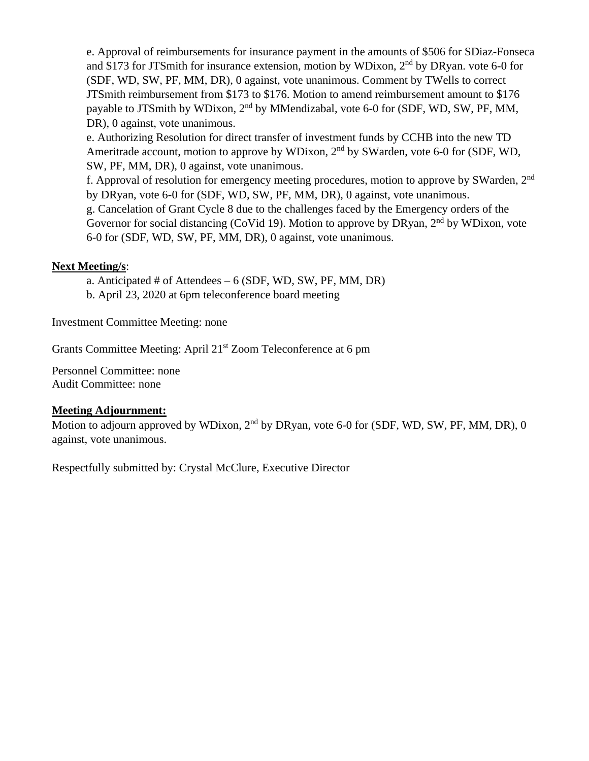e. Approval of reimbursements for insurance payment in the amounts of $506 for SDiaz-Fonseca and $173 for JTSmith for insurance extension, motion by WDixon, 2nd by DRyan. vote 6-0 for (SDF, WD, SW, PF, MM, DR), 0 against, vote unanimous. Comment by TWells to correct JTSmith reimbursement from $173 to $176. Motion to amend reimbursement amount to $176 payable to JTSmith by WDixon, 2nd by MMendizabal, vote 6-0 for (SDF, WD, SW, PF, MM, DR), 0 against, vote unanimous.

e. Authorizing Resolution for direct transfer of investment funds by CCHB into the new TD Ameritrade account, motion to approve by WDixon, 2nd by SWarden, vote 6-0 for (SDF, WD, SW, PF, MM, DR), 0 against, vote unanimous.

f. Approval of resolution for emergency meeting procedures, motion to approve by SWarden, 2nd by DRyan, vote 6-0 for (SDF, WD, SW, PF, MM, DR), 0 against, vote unanimous.

g. Cancelation of Grant Cycle 8 due to the challenges faced by the Emergency orders of the Governor for social distancing (CoVid 19). Motion to approve by DRyan, 2nd by WDixon, vote 6-0 for (SDF, WD, SW, PF, MM, DR), 0 against, vote unanimous.

**Next Meeting/s**:

a. Anticipated # of Attendees – 6 (SDF, WD, SW, PF, MM, DR)
b. April 23, 2020 at 6pm teleconference board meeting

Investment Committee Meeting: none

Grants Committee Meeting: April 21st Zoom Teleconference at 6 pm

Personnel Committee: none
Audit Committee: none

**Meeting Adjournment:**

Motion to adjourn approved by WDixon, 2nd by DRyan, vote 6-0 for (SDF, WD, SW, PF, MM, DR), 0 against, vote unanimous.

Respectfully submitted by: Crystal McClure, Executive Director